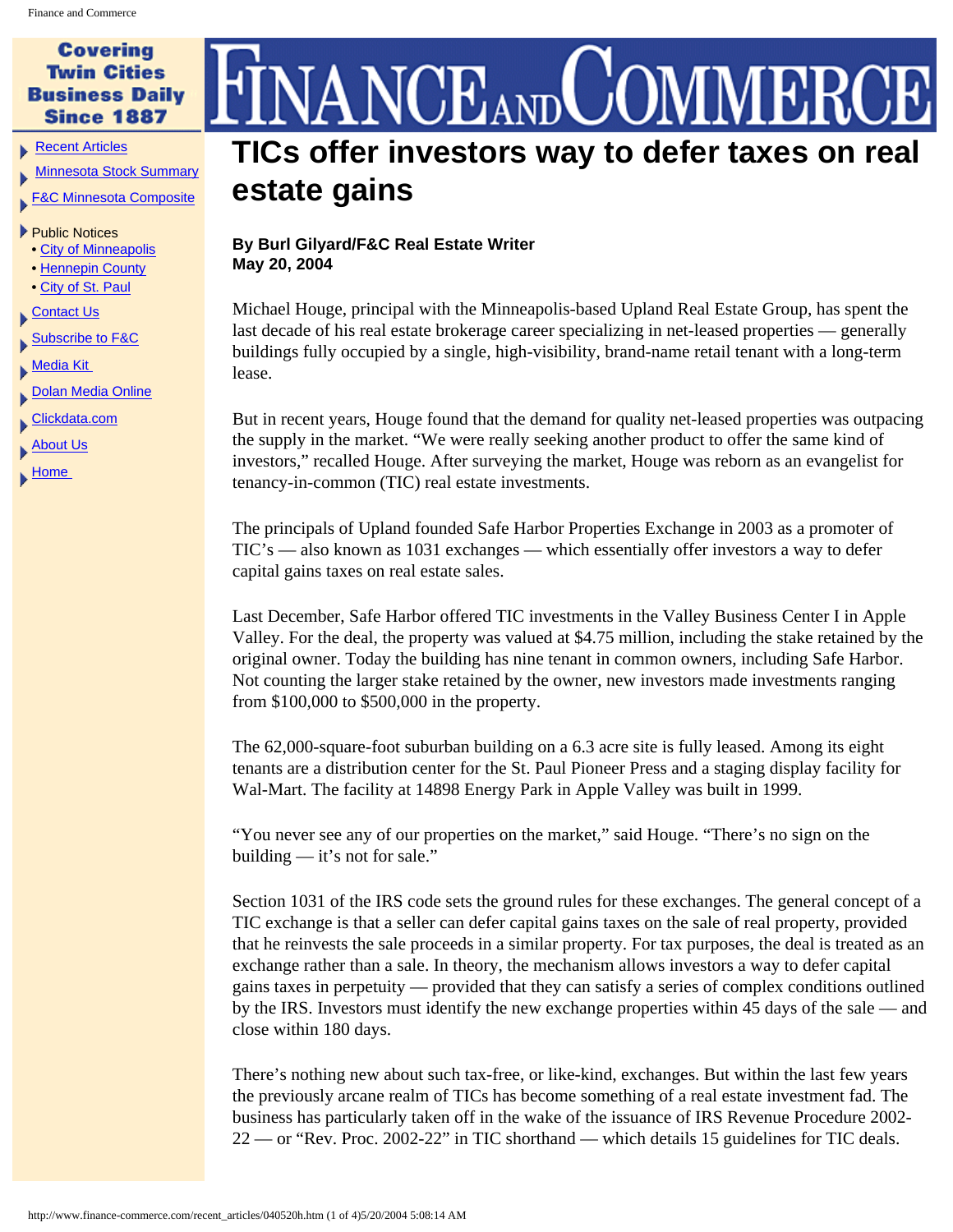# TICs offer investors way to defer taxes on real estate gains

**By Burl Gilyard/F&C Real Estate Writer**
**May 20, 2004**

Michael Houge, principal with the Minneapolis-based Upland Real Estate Group, has spent the last decade of his real estate brokerage career specializing in net-leased properties — generally buildings fully occupied by a single, high-visibility, brand-name retail tenant with a long-term lease.

But in recent years, Houge found that the demand for quality net-leased properties was outpacing the supply in the market. "We were really seeking another product to offer the same kind of investors," recalled Houge. After surveying the market, Houge was reborn as an evangelist for tenancy-in-common (TIC) real estate investments.

The principals of Upland founded Safe Harbor Properties Exchange in 2003 as a promoter of TIC's — also known as 1031 exchanges — which essentially offer investors a way to defer capital gains taxes on real estate sales.

Last December, Safe Harbor offered TIC investments in the Valley Business Center I in Apple Valley. For the deal, the property was valued at $4.75 million, including the stake retained by the original owner. Today the building has nine tenant in common owners, including Safe Harbor. Not counting the larger stake retained by the owner, new investors made investments ranging from $100,000 to $500,000 in the property.

The 62,000-square-foot suburban building on a 6.3 acre site is fully leased. Among its eight tenants are a distribution center for the St. Paul Pioneer Press and a staging display facility for Wal-Mart. The facility at 14898 Energy Park in Apple Valley was built in 1999.

"You never see any of our properties on the market," said Houge. "There's no sign on the building — it's not for sale."

Section 1031 of the IRS code sets the ground rules for these exchanges. The general concept of a TIC exchange is that a seller can defer capital gains taxes on the sale of real property, provided that he reinvests the sale proceeds in a similar property. For tax purposes, the deal is treated as an exchange rather than a sale. In theory, the mechanism allows investors a way to defer capital gains taxes in perpetuity — provided that they can satisfy a series of complex conditions outlined by the IRS. Investors must identify the new exchange properties within 45 days of the sale — and close within 180 days.

There's nothing new about such tax-free, or like-kind, exchanges. But within the last few years the previously arcane realm of TICs has become something of a real estate investment fad. The business has particularly taken off in the wake of the issuance of IRS Revenue Procedure 2002-22 — or "Rev. Proc. 2002-22" in TIC shorthand — which details 15 guidelines for TIC deals.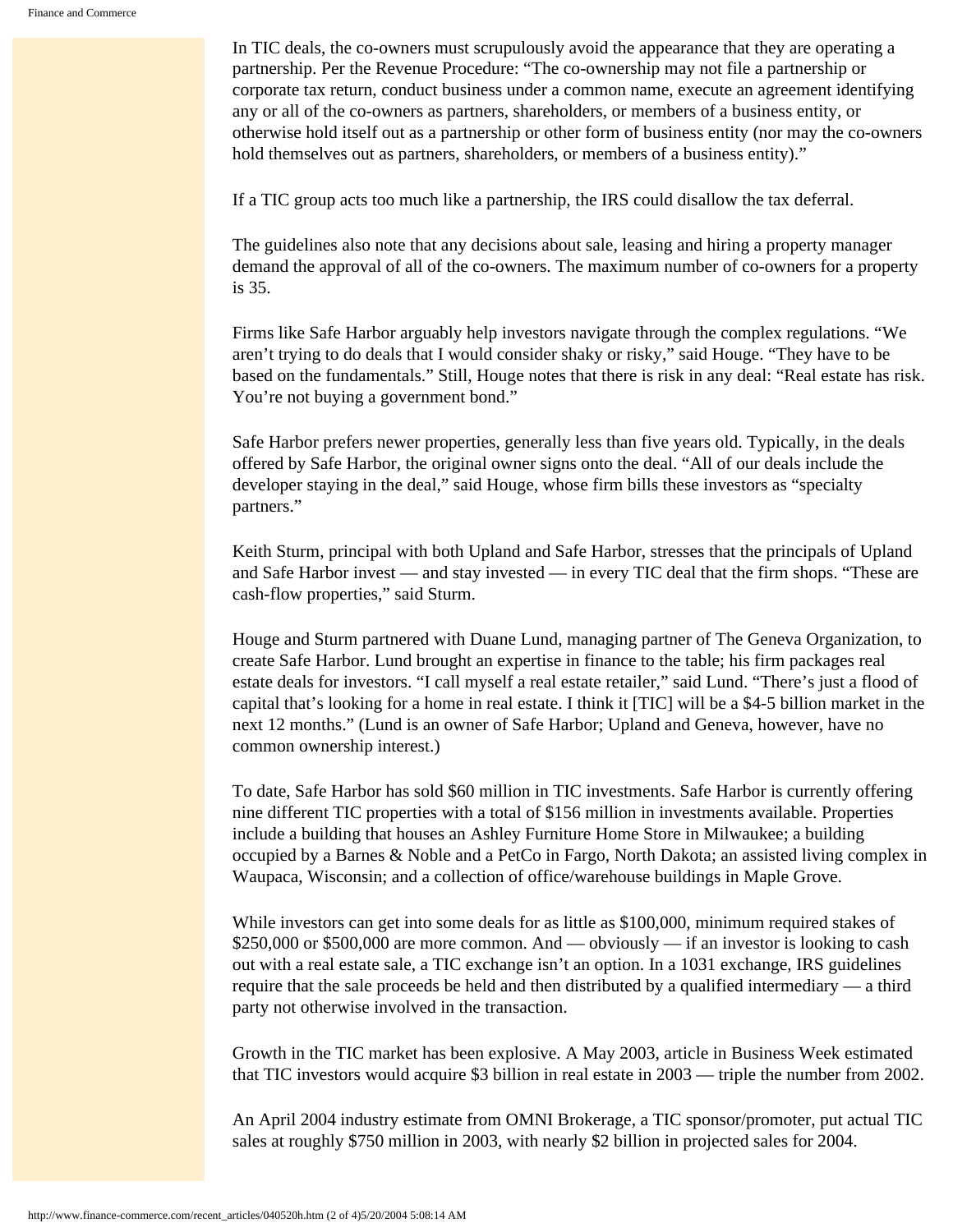In TIC deals, the co-owners must scrupulously avoid the appearance that they are operating a partnership. Per the Revenue Procedure: "The co-ownership may not file a partnership or corporate tax return, conduct business under a common name, execute an agreement identifying any or all of the co-owners as partners, shareholders, or members of a business entity, or otherwise hold itself out as a partnership or other form of business entity (nor may the co-owners hold themselves out as partners, shareholders, or members of a business entity)."

If a TIC group acts too much like a partnership, the IRS could disallow the tax deferral.

The guidelines also note that any decisions about sale, leasing and hiring a property manager demand the approval of all of the co-owners. The maximum number of co-owners for a property is 35.

Firms like Safe Harbor arguably help investors navigate through the complex regulations. "We aren't trying to do deals that I would consider shaky or risky," said Houge. "They have to be based on the fundamentals." Still, Houge notes that there is risk in any deal: "Real estate has risk. You're not buying a government bond."

Safe Harbor prefers newer properties, generally less than five years old. Typically, in the deals offered by Safe Harbor, the original owner signs onto the deal. "All of our deals include the developer staying in the deal," said Houge, whose firm bills these investors as "specialty partners."

Keith Sturm, principal with both Upland and Safe Harbor, stresses that the principals of Upland and Safe Harbor invest — and stay invested — in every TIC deal that the firm shops. "These are cash-flow properties," said Sturm.

Houge and Sturm partnered with Duane Lund, managing partner of The Geneva Organization, to create Safe Harbor. Lund brought an expertise in finance to the table; his firm packages real estate deals for investors. "I call myself a real estate retailer," said Lund. "There's just a flood of capital that's looking for a home in real estate. I think it [TIC] will be a $4-5 billion market in the next 12 months." (Lund is an owner of Safe Harbor; Upland and Geneva, however, have no common ownership interest.)

To date, Safe Harbor has sold $60 million in TIC investments. Safe Harbor is currently offering nine different TIC properties with a total of $156 million in investments available. Properties include a building that houses an Ashley Furniture Home Store in Milwaukee; a building occupied by a Barnes & Noble and a PetCo in Fargo, North Dakota; an assisted living complex in Waupaca, Wisconsin; and a collection of office/warehouse buildings in Maple Grove.

While investors can get into some deals for as little as $100,000, minimum required stakes of $250,000 or $500,000 are more common. And — obviously — if an investor is looking to cash out with a real estate sale, a TIC exchange isn't an option. In a 1031 exchange, IRS guidelines require that the sale proceeds be held and then distributed by a qualified intermediary — a third party not otherwise involved in the transaction.

Growth in the TIC market has been explosive. A May 2003, article in Business Week estimated that TIC investors would acquire $3 billion in real estate in 2003 — triple the number from 2002.

An April 2004 industry estimate from OMNI Brokerage, a TIC sponsor/promoter, put actual TIC sales at roughly $750 million in 2003, with nearly $2 billion in projected sales for 2004.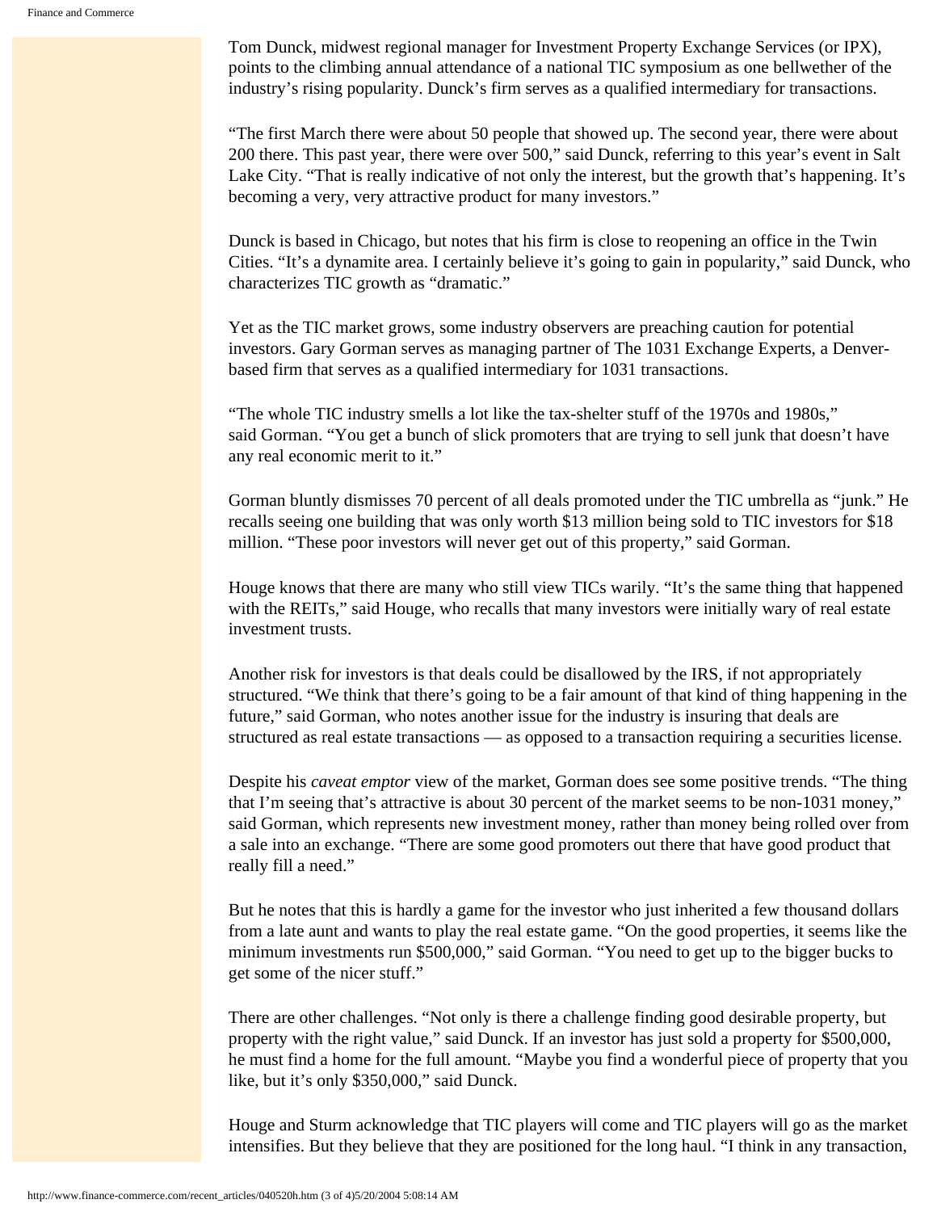Tom Dunck, midwest regional manager for Investment Property Exchange Services (or IPX), points to the climbing annual attendance of a national TIC symposium as one bellwether of the industry's rising popularity. Dunck's firm serves as a qualified intermediary for transactions.

"The first March there were about 50 people that showed up. The second year, there were about 200 there. This past year, there were over 500," said Dunck, referring to this year's event in Salt Lake City. "That is really indicative of not only the interest, but the growth that's happening. It's becoming a very, very attractive product for many investors."

Dunck is based in Chicago, but notes that his firm is close to reopening an office in the Twin Cities. "It's a dynamite area. I certainly believe it's going to gain in popularity," said Dunck, who characterizes TIC growth as "dramatic."

Yet as the TIC market grows, some industry observers are preaching caution for potential investors. Gary Gorman serves as managing partner of The 1031 Exchange Experts, a Denver-based firm that serves as a qualified intermediary for 1031 transactions.

"The whole TIC industry smells a lot like the tax-shelter stuff of the 1970s and 1980s," said Gorman. "You get a bunch of slick promoters that are trying to sell junk that doesn't have any real economic merit to it."

Gorman bluntly dismisses 70 percent of all deals promoted under the TIC umbrella as "junk." He recalls seeing one building that was only worth $13 million being sold to TIC investors for $18 million. "These poor investors will never get out of this property," said Gorman.

Houge knows that there are many who still view TICs warily. "It's the same thing that happened with the REITs," said Houge, who recalls that many investors were initially wary of real estate investment trusts.

Another risk for investors is that deals could be disallowed by the IRS, if not appropriately structured. "We think that there's going to be a fair amount of that kind of thing happening in the future," said Gorman, who notes another issue for the industry is insuring that deals are structured as real estate transactions — as opposed to a transaction requiring a securities license.

Despite his *caveat emptor* view of the market, Gorman does see some positive trends. "The thing that I'm seeing that's attractive is about 30 percent of the market seems to be non-1031 money," said Gorman, which represents new investment money, rather than money being rolled over from a sale into an exchange. "There are some good promoters out there that have good product that really fill a need."

But he notes that this is hardly a game for the investor who just inherited a few thousand dollars from a late aunt and wants to play the real estate game. "On the good properties, it seems like the minimum investments run $500,000," said Gorman. "You need to get up to the bigger bucks to get some of the nicer stuff."

There are other challenges. "Not only is there a challenge finding good desirable property, but property with the right value," said Dunck. If an investor has just sold a property for $500,000, he must find a home for the full amount. "Maybe you find a wonderful piece of property that you like, but it's only $350,000," said Dunck.

Houge and Sturm acknowledge that TIC players will come and TIC players will go as the market intensifies. But they believe that they are positioned for the long haul. "I think in any transaction,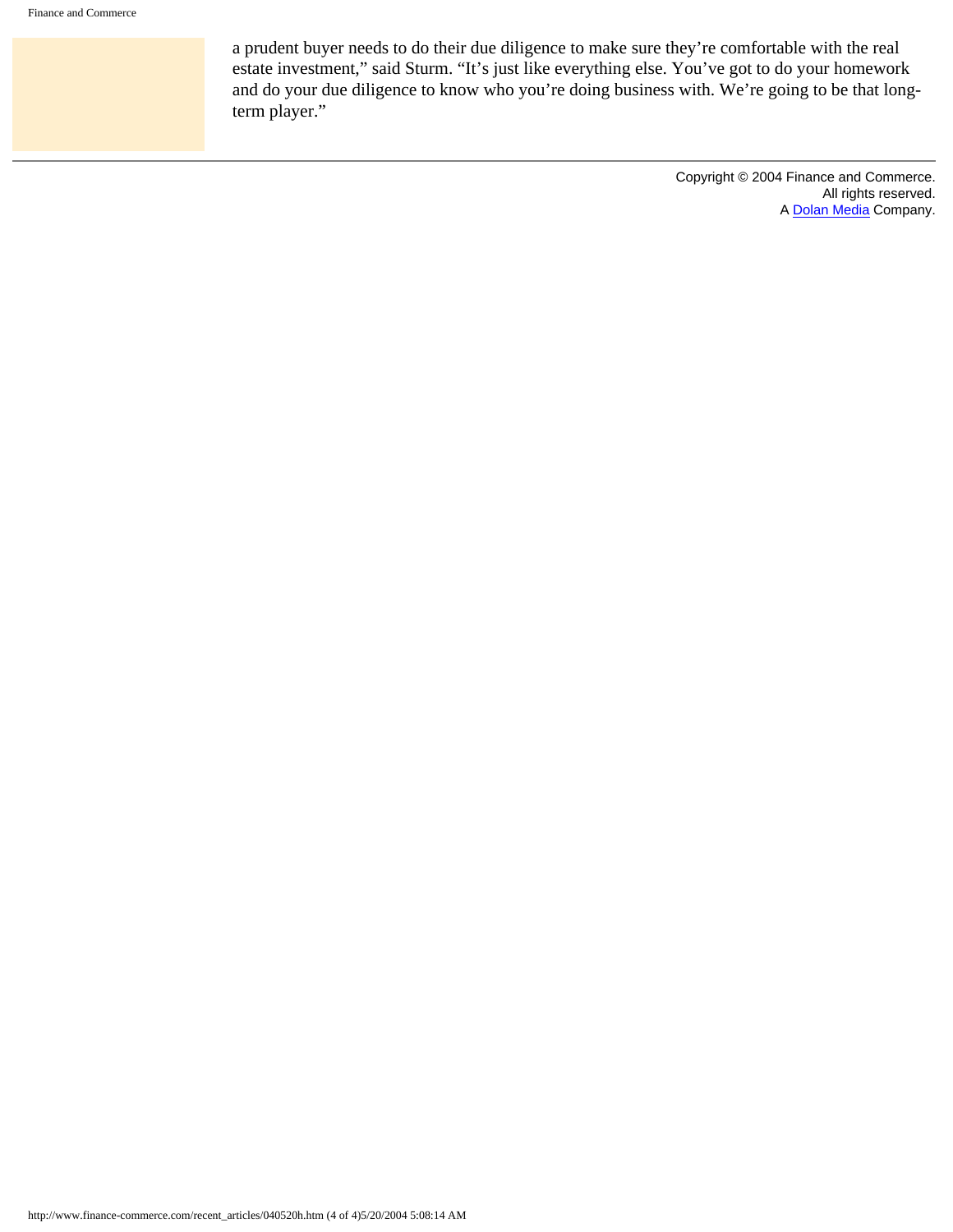a prudent buyer needs to do their due diligence to make sure they're comfortable with the real estate investment," said Sturm. "It's just like everything else. You've got to do your homework and do your due diligence to know who you're doing business with. We're going to be that long-term player."

---

Copyright © 2004 Finance and Commerce.
All rights reserved.
A Dolan Media Company.